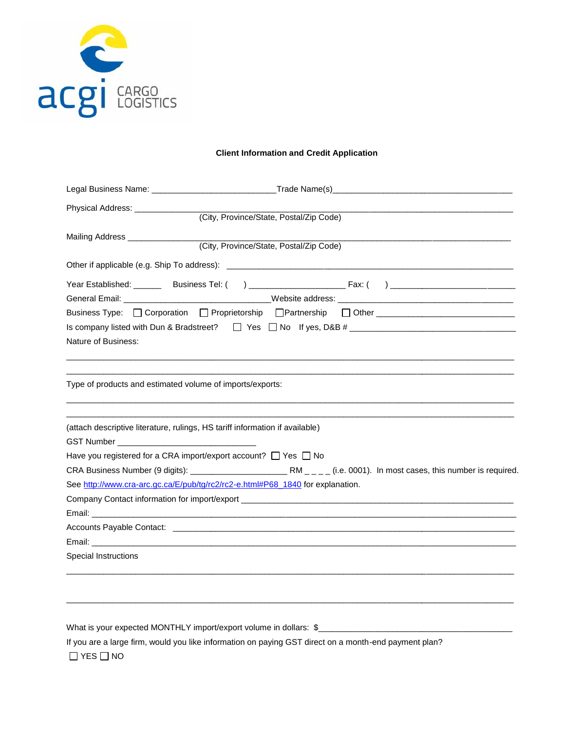acgi CARGO LOGISTICS

**Client Information and Credit Application**

Legal Business Name: ___________________________Trade Name(s)_______________________________________

Physical Address: ___________________________________________________________________________________
(City, Province/State, Postal/Zip Code)

Mailing Address ____________________________________________________________________________________
(City, Province/State, Postal/Zip Code)

Other if applicable (e.g. Ship To address): _______________________________________________________________

Year Established: ______ Business Tel: ( ) ____________________ Fax: ( ) _________________________

General Email: _______________________________Website address: _____________________________________

Business Type: ☐ Corporation ☐ Proprietorship ☐ Partnership ☐ Other ______________________________

Is company listed with Dun & Bradstreet? ☐ Yes ☐ No If yes, D&B # ____________________________________

Nature of Business:

_____________________________________________________________________________________________

_____________________________________________________________________________________________

Type of products and estimated volume of imports/exports:

_____________________________________________________________________________________________

_____________________________________________________________________________________________

(attach descriptive literature, rulings, HS tariff information if available)

GST Number ______________________________

Have you registered for a CRA import/export account? ☐ Yes ☐ No

CRA Business Number (9 digits): _____________________ RM _ _ _ _ (i.e. 0001). In most cases, this number is required.

See http://www.cra-arc.gc.ca/E/pub/tg/rc2/rc2-e.html#P68_1840 for explanation.

Company Contact information for import/export ______________________________________________________

Email: ________________________________________________________________________________________

Accounts Payable Contact: ______________________________________________________________________

Email: ________________________________________________________________________________________

Special Instructions

_____________________________________________________________________________________________

_____________________________________________________________________________________________

What is your expected MONTHLY import/export volume in dollars: $__________________________________________

If you are a large firm, would you like information on paying GST direct on a month-end payment plan?

☐ YES ☐ NO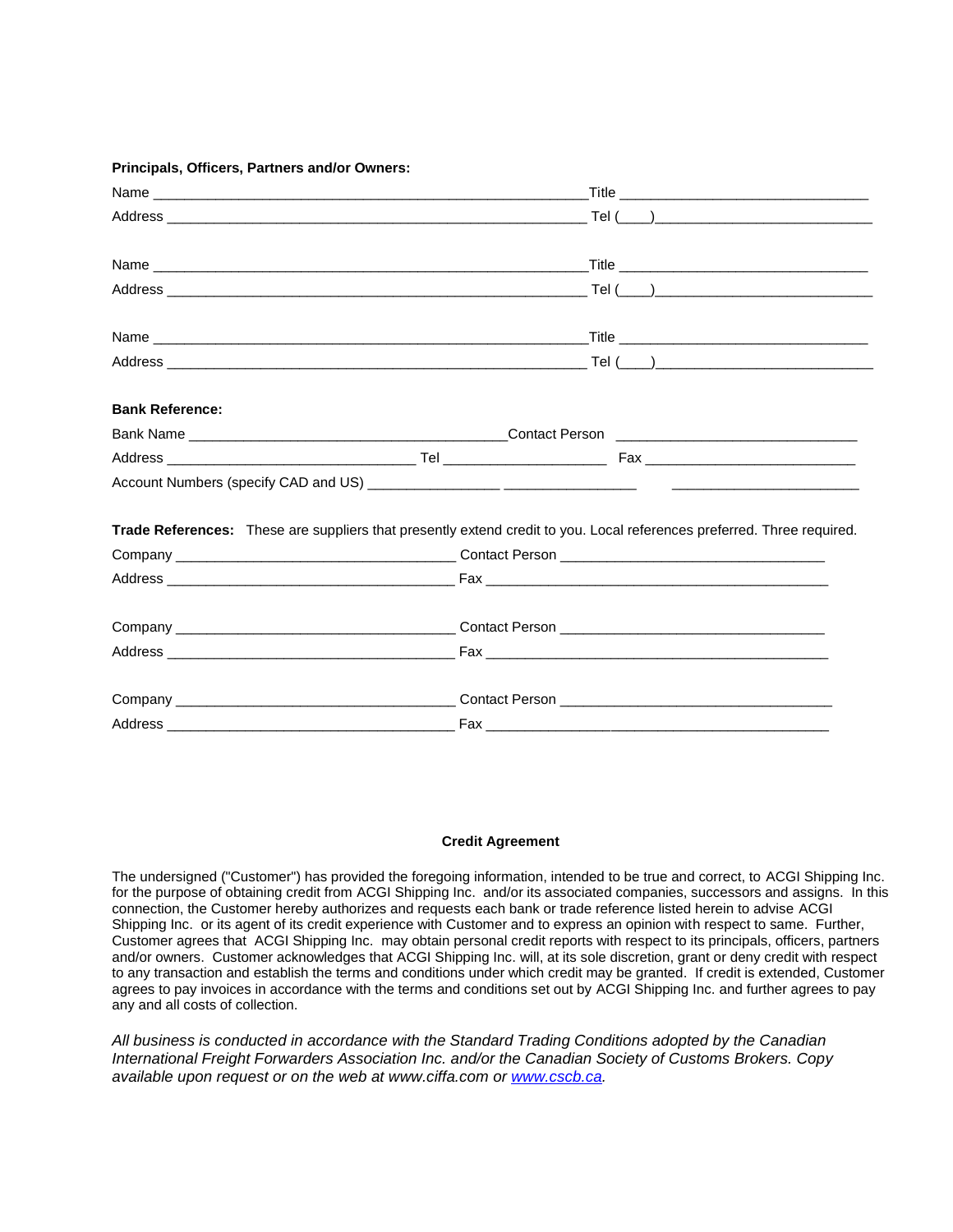**Principals, Officers, Partners and/or Owners:**

Name ________________________________________________________Title _______________________________

Address ______________________________________________________ Tel (____)___________________________

Name ________________________________________________________Title _______________________________

Address ______________________________________________________ Tel (____)___________________________

Name ________________________________________________________Title _______________________________

Address ______________________________________________________ Tel (____)___________________________

**Bank Reference:**

Bank Name ________________________________________Contact Person ______________________________

Address ________________________________ Tel _____________________ Fax ___________________________

Account Numbers (specify CAD and US) ________________ ________________ ________________________

**Trade References:** These are suppliers that presently extend credit to you. Local references preferred. Three required.

Company ____________________________________ Contact Person __________________________________

Address _____________________________________ Fax ___________________________________________

Company ____________________________________ Contact Person __________________________________

Address _____________________________________ Fax ___________________________________________

Company ____________________________________ Contact Person __________________________________

Address _____________________________________ Fax ___________________________________________

**Credit Agreement**

The undersigned ("Customer") has provided the foregoing information, intended to be true and correct, to ACGI Shipping Inc. for the purpose of obtaining credit from ACGI Shipping Inc. and/or its associated companies, successors and assigns. In this connection, the Customer hereby authorizes and requests each bank or trade reference listed herein to advise ACGI Shipping Inc. or its agent of its credit experience with Customer and to express an opinion with respect to same. Further, Customer agrees that ACGI Shipping Inc. may obtain personal credit reports with respect to its principals, officers, partners and/or owners. Customer acknowledges that ACGI Shipping Inc. will, at its sole discretion, grant or deny credit with respect to any transaction and establish the terms and conditions under which credit may be granted. If credit is extended, Customer agrees to pay invoices in accordance with the terms and conditions set out by ACGI Shipping Inc. and further agrees to pay any and all costs of collection.

*All business is conducted in accordance with the Standard Trading Conditions adopted by the Canadian International Freight Forwarders Association Inc. and/or the Canadian Society of Customs Brokers. Copy available upon request or on the web at www.ciffa.com or www.cscb.ca.*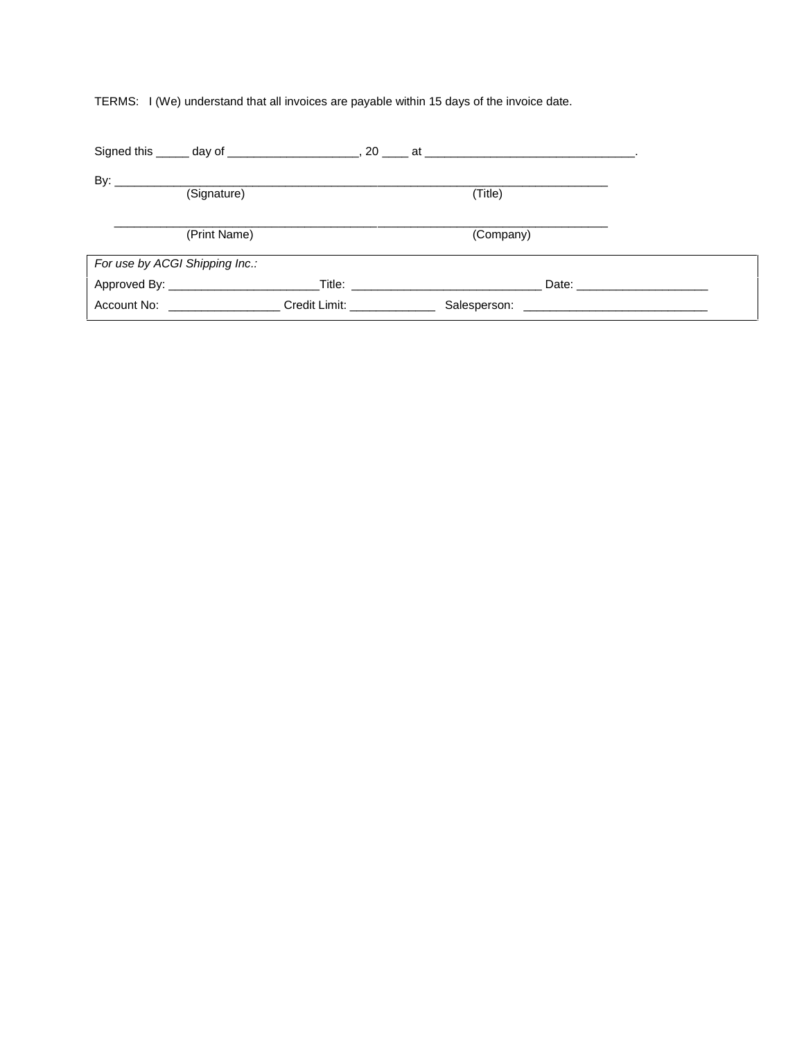TERMS: I (We) understand that all invoices are payable within 15 days of the invoice date.

Signed this _____ day of ____________________, 20 ____ at ________________________________.

By: ______________________________________________________________________________

(Signature) (Title)

______________________________________________________________________________

(Print Name) (Company)

*For use by ACGI Shipping Inc.:*

Approved By: _______________________Title: _____________________________ Date: ____________________

Account No: _________________ Credit Limit: _____________ Salesperson: _____________________________